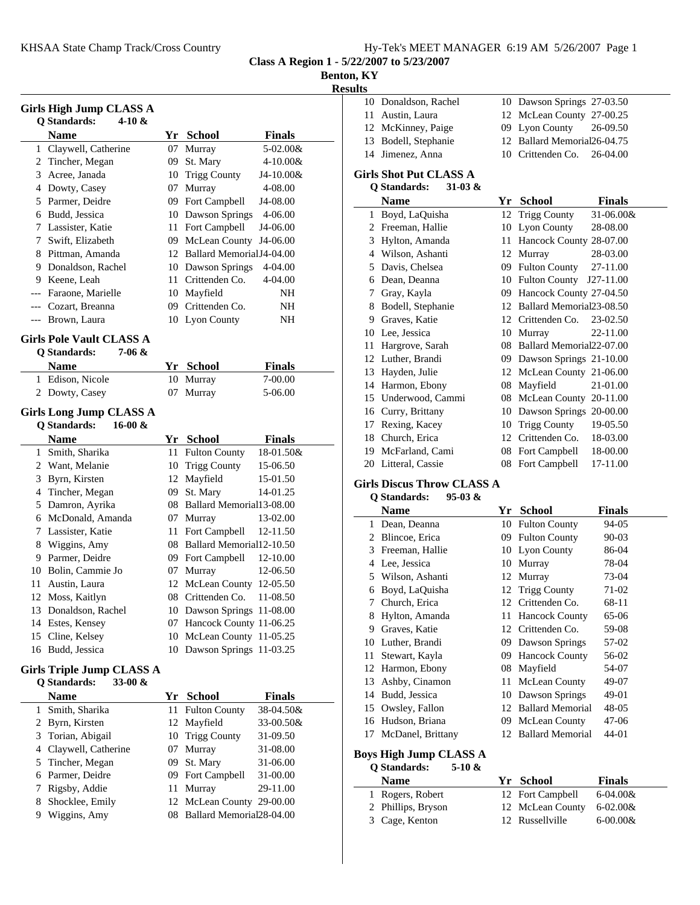KHSAA State Champ Track/Cross Country

**Class A Region 1 - 5/22/2007 to 5/23/2007**

**Benton, KY**

**Results**

### Girls High Jump CLASS A

**Q Standards: 4-10 &**

| | Name | Yr | School | Finals |
|---|---|---|---|---|
| 1 | Claywell, Catherine | 07 | Murray | 5-02.00& |
| 2 | Tincher, Megan | 09 | St. Mary | 4-10.00& |
| 3 | Acree, Janada | 10 | Trigg County | J4-10.00& |
| 4 | Dowty, Casey | 07 | Murray | 4-08.00 |
| 5 | Parmer, Deidre | 09 | Fort Campbell | J4-08.00 |
| 6 | Budd, Jessica | 10 | Dawson Springs | 4-06.00 |
| 7 | Lassister, Katie | 11 | Fort Campbell | J4-06.00 |
| 7 | Swift, Elizabeth | 09 | McLean County | J4-06.00 |
| 8 | Pittman, Amanda | 12 | Ballard Memorial | J4-04.00 |
| 9 | Donaldson, Rachel | 10 | Dawson Springs | 4-04.00 |
| 9 | Keene, Leah | 11 | Crittenden Co. | 4-04.00 |
| --- | Faraone, Marielle | 10 | Mayfield | NH |
| --- | Cozart, Breanna | 09 | Crittenden Co. | NH |
| --- | Brown, Laura | 10 | Lyon County | NH |

### Girls Pole Vault CLASS A

**Q Standards: 7-06 &**

| | Name | Yr | School | Finals |
|---|---|---|---|---|
| 1 | Edison, Nicole | 10 | Murray | 7-00.00 |
| 2 | Dowty, Casey | 07 | Murray | 5-06.00 |

### Girls Long Jump CLASS A

**Q Standards: 16-00 &**

| | Name | Yr | School | Finals |
|---|---|---|---|---|
| 1 | Smith, Sharika | 11 | Fulton County | 18-01.50& |
| 2 | Want, Melanie | 10 | Trigg County | 15-06.50 |
| 3 | Byrn, Kirsten | 12 | Mayfield | 15-01.50 |
| 4 | Tincher, Megan | 09 | St. Mary | 14-01.25 |
| 5 | Damron, Ayrika | 08 | Ballard Memorial | 13-08.00 |
| 6 | McDonald, Amanda | 07 | Murray | 13-02.00 |
| 7 | Lassister, Katie | 11 | Fort Campbell | 12-11.50 |
| 8 | Wiggins, Amy | 08 | Ballard Memorial | 12-10.50 |
| 9 | Parmer, Deidre | 09 | Fort Campbell | 12-10.00 |
| 10 | Bolin, Cammie Jo | 07 | Murray | 12-06.50 |
| 11 | Austin, Laura | 12 | McLean County | 12-05.50 |
| 12 | Moss, Kaitlyn | 08 | Crittenden Co. | 11-08.50 |
| 13 | Donaldson, Rachel | 10 | Dawson Springs | 11-08.00 |
| 14 | Estes, Kensey | 07 | Hancock County | 11-06.25 |
| 15 | Cline, Kelsey | 10 | McLean County | 11-05.25 |
| 16 | Budd, Jessica | 10 | Dawson Springs | 11-03.25 |

### Girls Triple Jump CLASS A

**Q Standards: 33-00 &**

| | Name | Yr | School | Finals |
|---|---|---|---|---|
| 1 | Smith, Sharika | 11 | Fulton County | 38-04.50& |
| 2 | Byrn, Kirsten | 12 | Mayfield | 33-00.50& |
| 3 | Torian, Abigail | 10 | Trigg County | 31-09.50 |
| 4 | Claywell, Catherine | 07 | Murray | 31-08.00 |
| 5 | Tincher, Megan | 09 | St. Mary | 31-06.00 |
| 6 | Parmer, Deidre | 09 | Fort Campbell | 31-00.00 |
| 7 | Rigsby, Addie | 11 | Murray | 29-11.00 |
| 8 | Shocklee, Emily | 12 | McLean County | 29-00.00 |
| 9 | Wiggins, Amy | 08 | Ballard Memorial | 28-04.00 |
| 10 | Donaldson, Rachel | 10 | Dawson Springs | 27-03.50 |
| 11 | Austin, Laura | 12 | McLean County | 27-00.25 |
| 12 | McKinney, Paige | 09 | Lyon County | 26-09.50 |
| 13 | Bodell, Stephanie | 12 | Ballard Memorial | 26-04.75 |
| 14 | Jimenez, Anna | 10 | Crittenden Co. | 26-04.00 |

### Girls Shot Put CLASS A

**Q Standards: 31-03 &**

| | Name | Yr | School | Finals |
|---|---|---|---|---|
| 1 | Boyd, LaQuisha | 12 | Trigg County | 31-06.00& |
| 2 | Freeman, Hallie | 10 | Lyon County | 28-08.00 |
| 3 | Hylton, Amanda | 11 | Hancock County | 28-07.00 |
| 4 | Wilson, Ashanti | 12 | Murray | 28-03.00 |
| 5 | Davis, Chelsea | 09 | Fulton County | 27-11.00 |
| 6 | Dean, Deanna | 10 | Fulton County | J27-11.00 |
| 7 | Gray, Kayla | 09 | Hancock County | 27-04.50 |
| 8 | Bodell, Stephanie | 12 | Ballard Memorial | 23-08.50 |
| 9 | Graves, Katie | 12 | Crittenden Co. | 23-02.50 |
| 10 | Lee, Jessica | 10 | Murray | 22-11.00 |
| 11 | Hargrove, Sarah | 08 | Ballard Memorial | 22-07.00 |
| 12 | Luther, Brandi | 09 | Dawson Springs | 21-10.00 |
| 13 | Hayden, Julie | 12 | McLean County | 21-06.00 |
| 14 | Harmon, Ebony | 08 | Mayfield | 21-01.00 |
| 15 | Underwood, Cammi | 08 | McLean County | 20-11.00 |
| 16 | Curry, Brittany | 10 | Dawson Springs | 20-00.00 |
| 17 | Rexing, Kacey | 10 | Trigg County | 19-05.50 |
| 18 | Church, Erica | 12 | Crittenden Co. | 18-03.00 |
| 19 | McFarland, Cami | 08 | Fort Campbell | 18-00.00 |
| 20 | Litteral, Cassie | 08 | Fort Campbell | 17-11.00 |

### Girls Discus Throw CLASS A

**Q Standards: 95-03 &**

| | Name | Yr | School | Finals |
|---|---|---|---|---|
| 1 | Dean, Deanna | 10 | Fulton County | 94-05 |
| 2 | Blincoe, Erica | 09 | Fulton County | 90-03 |
| 3 | Freeman, Hallie | 10 | Lyon County | 86-04 |
| 4 | Lee, Jessica | 10 | Murray | 78-04 |
| 5 | Wilson, Ashanti | 12 | Murray | 73-04 |
| 6 | Boyd, LaQuisha | 12 | Trigg County | 71-02 |
| 7 | Church, Erica | 12 | Crittenden Co. | 68-11 |
| 8 | Hylton, Amanda | 11 | Hancock County | 65-06 |
| 9 | Graves, Katie | 12 | Crittenden Co. | 59-08 |
| 10 | Luther, Brandi | 09 | Dawson Springs | 57-02 |
| 11 | Stewart, Kayla | 09 | Hancock County | 56-02 |
| 12 | Harmon, Ebony | 08 | Mayfield | 54-07 |
| 13 | Ashby, Cinamon | 11 | McLean County | 49-07 |
| 14 | Budd, Jessica | 10 | Dawson Springs | 49-01 |
| 15 | Owsley, Fallon | 12 | Ballard Memorial | 48-05 |
| 16 | Hudson, Briana | 09 | McLean County | 47-06 |
| 17 | McDanel, Brittany | 12 | Ballard Memorial | 44-01 |

### Boys High Jump CLASS A

**Q Standards: 5-10 &**

| | Name | Yr | School | Finals |
|---|---|---|---|---|
| 1 | Rogers, Robert | 12 | Fort Campbell | 6-04.00& |
| 2 | Phillips, Bryson | 12 | McLean County | 6-02.00& |
| 3 | Cage, Kenton | 12 | Russellville | 6-00.00& |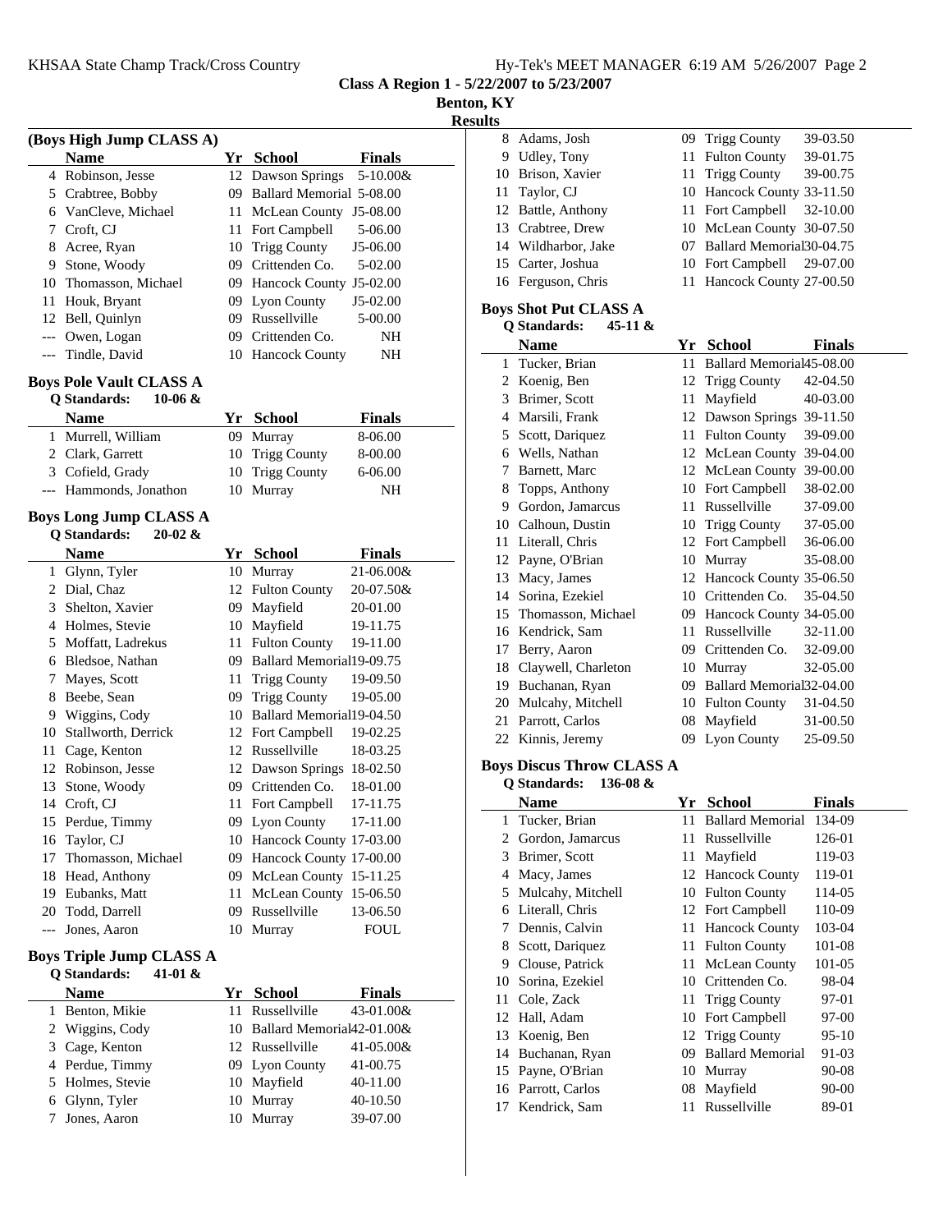**Class A Region 1 - 5/22/2007 to 5/23/2007**

**Benton, KY**

**Results**

### (Boys High Jump CLASS A)

| | Name | Yr | School | Finals |
|---|---|---|---|---|
| 4 | Robinson, Jesse | 12 | Dawson Springs | 5-10.00& |
| 5 | Crabtree, Bobby | 09 | Ballard Memorial | 5-08.00 |
| 6 | VanCleve, Michael | 11 | McLean County | J5-08.00 |
| 7 | Croft, CJ | 11 | Fort Campbell | 5-06.00 |
| 8 | Acree, Ryan | 10 | Trigg County | J5-06.00 |
| 9 | Stone, Woody | 09 | Crittenden Co. | 5-02.00 |
| 10 | Thomasson, Michael | 09 | Hancock County | J5-02.00 |
| 11 | Houk, Bryant | 09 | Lyon County | J5-02.00 |
| 12 | Bell, Quinlyn | 09 | Russellville | 5-00.00 |
| --- | Owen, Logan | 09 | Crittenden Co. | NH |
| --- | Tindle, David | 10 | Hancock County | NH |

### Boys Pole Vault CLASS A

**Q Standards: 10-06 &**

| | Name | Yr | School | Finals |
|---|---|---|---|---|
| 1 | Murrell, William | 09 | Murray | 8-06.00 |
| 2 | Clark, Garrett | 10 | Trigg County | 8-00.00 |
| 3 | Cofield, Grady | 10 | Trigg County | 6-06.00 |
| --- | Hammonds, Jonathon | 10 | Murray | NH |

### Boys Long Jump CLASS A

**Q Standards: 20-02 &**

| | Name | Yr | School | Finals |
|---|---|---|---|---|
| 1 | Glynn, Tyler | 10 | Murray | 21-06.00& |
| 2 | Dial, Chaz | 12 | Fulton County | 20-07.50& |
| 3 | Shelton, Xavier | 09 | Mayfield | 20-01.00 |
| 4 | Holmes, Stevie | 10 | Mayfield | 19-11.75 |
| 5 | Moffatt, Ladrekus | 11 | Fulton County | 19-11.00 |
| 6 | Bledsoe, Nathan | 09 | Ballard Memorial | 19-09.75 |
| 7 | Mayes, Scott | 11 | Trigg County | 19-09.50 |
| 8 | Beebe, Sean | 09 | Trigg County | 19-05.00 |
| 9 | Wiggins, Cody | 10 | Ballard Memorial | 19-04.50 |
| 10 | Stallworth, Derrick | 12 | Fort Campbell | 19-02.25 |
| 11 | Cage, Kenton | 12 | Russellville | 18-03.25 |
| 12 | Robinson, Jesse | 12 | Dawson Springs | 18-02.50 |
| 13 | Stone, Woody | 09 | Crittenden Co. | 18-01.00 |
| 14 | Croft, CJ | 11 | Fort Campbell | 17-11.75 |
| 15 | Perdue, Timmy | 09 | Lyon County | 17-11.00 |
| 16 | Taylor, CJ | 10 | Hancock County | 17-03.00 |
| 17 | Thomasson, Michael | 09 | Hancock County | 17-00.00 |
| 18 | Head, Anthony | 09 | McLean County | 15-11.25 |
| 19 | Eubanks, Matt | 11 | McLean County | 15-06.50 |
| 20 | Todd, Darrell | 09 | Russellville | 13-06.50 |
| --- | Jones, Aaron | 10 | Murray | FOUL |

### Boys Triple Jump CLASS A

**Q Standards: 41-01 &**

| | Name | Yr | School | Finals |
|---|---|---|---|---|
| 1 | Benton, Mikie | 11 | Russellville | 43-01.00& |
| 2 | Wiggins, Cody | 10 | Ballard Memorial | 42-01.00& |
| 3 | Cage, Kenton | 12 | Russellville | 41-05.00& |
| 4 | Perdue, Timmy | 09 | Lyon County | 41-00.75 |
| 5 | Holmes, Stevie | 10 | Mayfield | 40-11.00 |
| 6 | Glynn, Tyler | 10 | Murray | 40-10.50 |
| 7 | Jones, Aaron | 10 | Murray | 39-07.00 |
| 8 | Adams, Josh | 09 | Trigg County | 39-03.50 |
| 9 | Udley, Tony | 11 | Fulton County | 39-01.75 |
| 10 | Brison, Xavier | 11 | Trigg County | 39-00.75 |
| 11 | Taylor, CJ | 10 | Hancock County | 33-11.50 |
| 12 | Battle, Anthony | 11 | Fort Campbell | 32-10.00 |
| 13 | Crabtree, Drew | 10 | McLean County | 30-07.50 |
| 14 | Wildharbor, Jake | 07 | Ballard Memorial | 30-04.75 |
| 15 | Carter, Joshua | 10 | Fort Campbell | 29-07.00 |
| 16 | Ferguson, Chris | 11 | Hancock County | 27-00.50 |

### Boys Shot Put CLASS A

**Q Standards: 45-11 &**

| | Name | Yr | School | Finals |
|---|---|---|---|---|
| 1 | Tucker, Brian | 11 | Ballard Memorial | 45-08.00 |
| 2 | Koenig, Ben | 12 | Trigg County | 42-04.50 |
| 3 | Brimer, Scott | 11 | Mayfield | 40-03.00 |
| 4 | Marsili, Frank | 12 | Dawson Springs | 39-11.50 |
| 5 | Scott, Dariquez | 11 | Fulton County | 39-09.00 |
| 6 | Wells, Nathan | 12 | McLean County | 39-04.00 |
| 7 | Barnett, Marc | 12 | McLean County | 39-00.00 |
| 8 | Topps, Anthony | 10 | Fort Campbell | 38-02.00 |
| 9 | Gordon, Jamarcus | 11 | Russellville | 37-09.00 |
| 10 | Calhoun, Dustin | 10 | Trigg County | 37-05.00 |
| 11 | Literall, Chris | 12 | Fort Campbell | 36-06.00 |
| 12 | Payne, O'Brian | 10 | Murray | 35-08.00 |
| 13 | Macy, James | 12 | Hancock County | 35-06.50 |
| 14 | Sorina, Ezekiel | 10 | Crittenden Co. | 35-04.50 |
| 15 | Thomasson, Michael | 09 | Hancock County | 34-05.00 |
| 16 | Kendrick, Sam | 11 | Russellville | 32-11.00 |
| 17 | Berry, Aaron | 09 | Crittenden Co. | 32-09.00 |
| 18 | Claywell, Charleton | 10 | Murray | 32-05.00 |
| 19 | Buchanan, Ryan | 09 | Ballard Memorial | 32-04.00 |
| 20 | Mulcahy, Mitchell | 10 | Fulton County | 31-04.50 |
| 21 | Parrott, Carlos | 08 | Mayfield | 31-00.50 |
| 22 | Kinnis, Jeremy | 09 | Lyon County | 25-09.50 |

### Boys Discus Throw CLASS A

**Q Standards: 136-08 &**

| | Name | Yr | School | Finals |
|---|---|---|---|---|
| 1 | Tucker, Brian | 11 | Ballard Memorial | 134-09 |
| 2 | Gordon, Jamarcus | 11 | Russellville | 126-01 |
| 3 | Brimer, Scott | 11 | Mayfield | 119-03 |
| 4 | Macy, James | 12 | Hancock County | 119-01 |
| 5 | Mulcahy, Mitchell | 10 | Fulton County | 114-05 |
| 6 | Literall, Chris | 12 | Fort Campbell | 110-09 |
| 7 | Dennis, Calvin | 11 | Hancock County | 103-04 |
| 8 | Scott, Dariquez | 11 | Fulton County | 101-08 |
| 9 | Clouse, Patrick | 11 | McLean County | 101-05 |
| 10 | Sorina, Ezekiel | 10 | Crittenden Co. | 98-04 |
| 11 | Cole, Zack | 11 | Trigg County | 97-01 |
| 12 | Hall, Adam | 10 | Fort Campbell | 97-00 |
| 13 | Koenig, Ben | 12 | Trigg County | 95-10 |
| 14 | Buchanan, Ryan | 09 | Ballard Memorial | 91-03 |
| 15 | Payne, O'Brian | 10 | Murray | 90-08 |
| 16 | Parrott, Carlos | 08 | Mayfield | 90-00 |
| 17 | Kendrick, Sam | 11 | Russellville | 89-01 |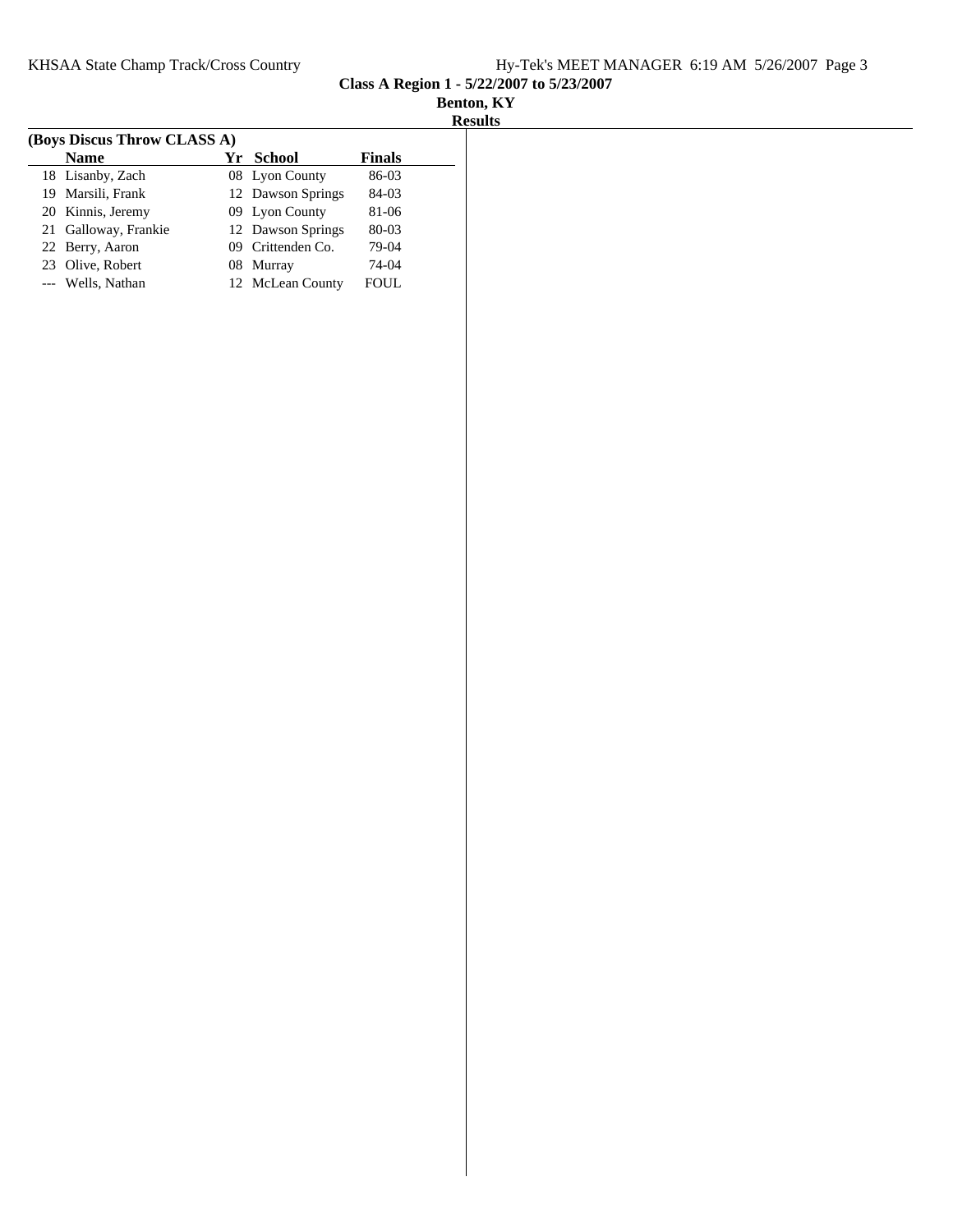**Class A Region 1 - 5/22/2007 to 5/23/2007**

**Benton, KY**

**Results**

**(Boys Discus Throw CLASS A)**

| | Name | Yr | School | Finals |
|---|---|---|---|---|
| 18 | Lisanby, Zach | 08 | Lyon County | 86-03 |
| 19 | Marsili, Frank | 12 | Dawson Springs | 84-03 |
| 20 | Kinnis, Jeremy | 09 | Lyon County | 81-06 |
| 21 | Galloway, Frankie | 12 | Dawson Springs | 80-03 |
| 22 | Berry, Aaron | 09 | Crittenden Co. | 79-04 |
| 23 | Olive, Robert | 08 | Murray | 74-04 |
| --- | Wells, Nathan | 12 | McLean County | FOUL |